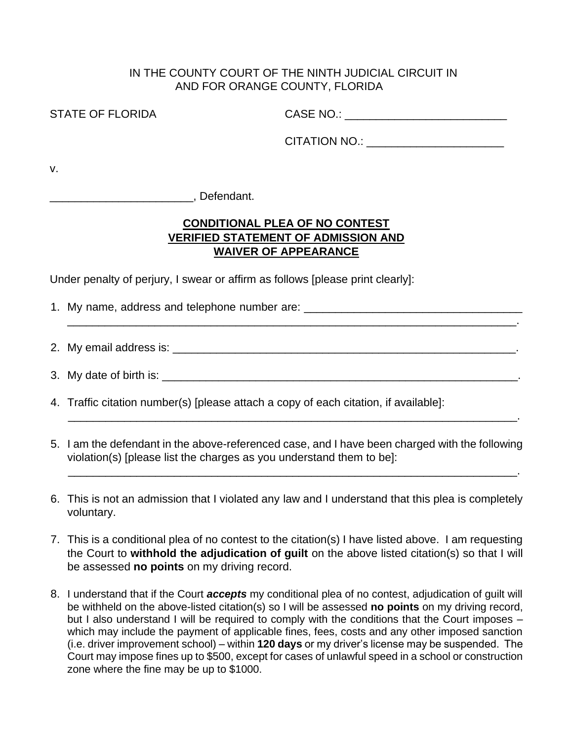IN THE COUNTY COURT OF THE NINTH JUDICIAL CIRCUIT IN AND FOR ORANGE COUNTY, FLORIDA

STATE OF FLORIDA

CASE NO.: __________________________

CITATION NO.: ______________________

v.

_______________________, Defendant.

**CONDITIONAL PLEA OF NO CONTEST**
**VERIFIED STATEMENT OF ADMISSION AND**
**WAIVER OF APPEARANCE**

Under penalty of perjury, I swear or affirm as follows [please print clearly]:

1. My name, address and telephone number are: ___________________________________ ___________________________________________________________________________.

2. My email address is: __________________________________________________________.

3. My date of birth is: ___________________________________________________________.

4. Traffic citation number(s) [please attach a copy of each citation, if available]: ___________________________________________________________________________.

5. I am the defendant in the above-referenced case, and I have been charged with the following violation(s) [please list the charges as you understand them to be]: ___________________________________________________________________________.

6. This is not an admission that I violated any law and I understand that this plea is completely voluntary.

7. This is a conditional plea of no contest to the citation(s) I have listed above. I am requesting the Court to **withhold the adjudication of guilt** on the above listed citation(s) so that I will be assessed **no points** on my driving record.

8. I understand that if the Court ***accepts*** my conditional plea of no contest, adjudication of guilt will be withheld on the above-listed citation(s) so I will be assessed **no points** on my driving record, but I also understand I will be required to comply with the conditions that the Court imposes – which may include the payment of applicable fines, fees, costs and any other imposed sanction (i.e. driver improvement school) – within **120 days** or my driver's license may be suspended. The Court may impose fines up to $500, except for cases of unlawful speed in a school or construction zone where the fine may be up to $1000.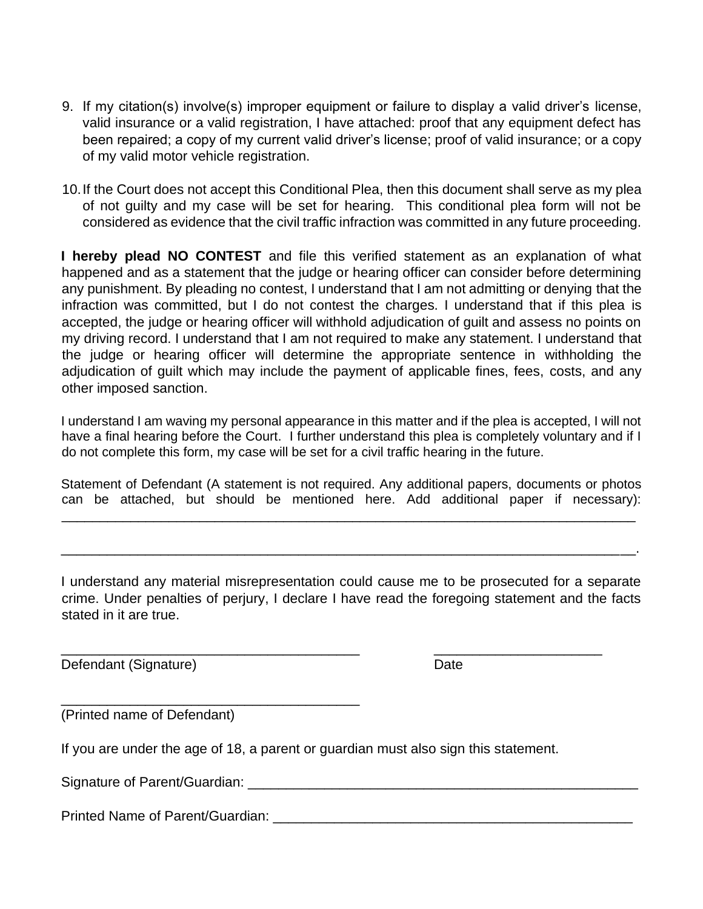9. If my citation(s) involve(s) improper equipment or failure to display a valid driver's license, valid insurance or a valid registration, I have attached: proof that any equipment defect has been repaired; a copy of my current valid driver's license; proof of valid insurance; or a copy of my valid motor vehicle registration.

10. If the Court does not accept this Conditional Plea, then this document shall serve as my plea of not guilty and my case will be set for hearing. This conditional plea form will not be considered as evidence that the civil traffic infraction was committed in any future proceeding.

**I hereby plead NO CONTEST** and file this verified statement as an explanation of what happened and as a statement that the judge or hearing officer can consider before determining any punishment. By pleading no contest, I understand that I am not admitting or denying that the infraction was committed, but I do not contest the charges. I understand that if this plea is accepted, the judge or hearing officer will withhold adjudication of guilt and assess no points on my driving record. I understand that I am not required to make any statement. I understand that the judge or hearing officer will determine the appropriate sentence in withholding the adjudication of guilt which may include the payment of applicable fines, fees, costs, and any other imposed sanction.

I understand I am waving my personal appearance in this matter and if the plea is accepted, I will not have a final hearing before the Court. I further understand this plea is completely voluntary and if I do not complete this form, my case will be set for a civil traffic hearing in the future.

Statement of Defendant (A statement is not required. Any additional papers, documents or photos can be attached, but should be mentioned here. Add additional paper if necessary): ______________________________________________________________________________

______________________________________________________________________________.

I understand any material misrepresentation could cause me to be prosecuted for a separate crime. Under penalties of perjury, I declare I have read the foregoing statement and the facts stated in it are true.

________________________________________ ______________________
Defendant (Signature) Date

________________________________________
(Printed name of Defendant)

If you are under the age of 18, a parent or guardian must also sign this statement.

Signature of Parent/Guardian: _____________________________________________________

Printed Name of Parent/Guardian: _________________________________________________